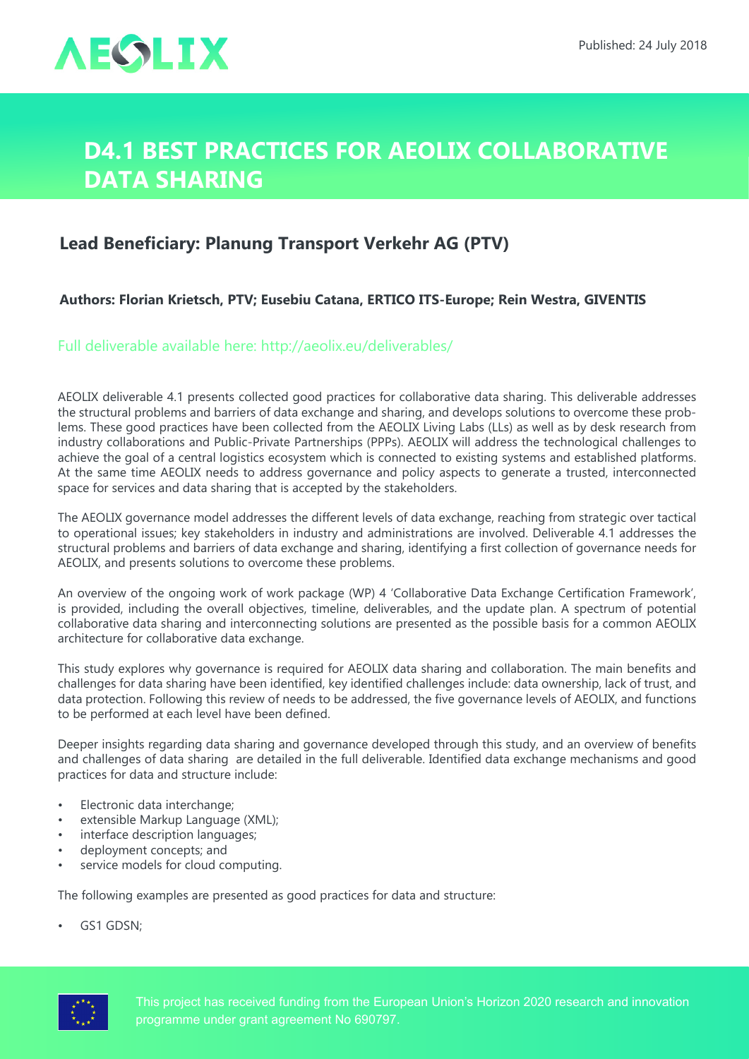AEOLIX

Published: 24 July 2018

# D4.1 BEST PRACTICES FOR AEOLIX COLLABORATIVE DATA SHARING

## Lead Beneficiary: Planung Transport Verkehr AG (PTV)

**Authors: Florian Krietsch, PTV; Eusebiu Catana, ERTICO ITS-Europe; Rein Westra, GIVENTIS**

Full deliverable available here: http://aeolix.eu/deliverables/

AEOLIX deliverable 4.1 presents collected good practices for collaborative data sharing. This deliverable addresses the structural problems and barriers of data exchange and sharing, and develops solutions to overcome these problems. These good practices have been collected from the AEOLIX Living Labs (LLs) as well as by desk research from industry collaborations and Public-Private Partnerships (PPPs). AEOLIX will address the technological challenges to achieve the goal of a central logistics ecosystem which is connected to existing systems and established platforms. At the same time AEOLIX needs to address governance and policy aspects to generate a trusted, interconnected space for services and data sharing that is accepted by the stakeholders.

The AEOLIX governance model addresses the different levels of data exchange, reaching from strategic over tactical to operational issues; key stakeholders in industry and administrations are involved. Deliverable 4.1 addresses the structural problems and barriers of data exchange and sharing, identifying a first collection of governance needs for AEOLIX, and presents solutions to overcome these problems.

An overview of the ongoing work of work package (WP) 4 'Collaborative Data Exchange Certification Framework', is provided, including the overall objectives, timeline, deliverables, and the update plan. A spectrum of potential collaborative data sharing and interconnecting solutions are presented as the possible basis for a common AEOLIX architecture for collaborative data exchange.

This study explores why governance is required for AEOLIX data sharing and collaboration. The main benefits and challenges for data sharing have been identified, key identified challenges include: data ownership, lack of trust, and data protection. Following this review of needs to be addressed, the five governance levels of AEOLIX, and functions to be performed at each level have been defined.

Deeper insights regarding data sharing and governance developed through this study, and an overview of benefits and challenges of data sharing are detailed in the full deliverable. Identified data exchange mechanisms and good practices for data and structure include:

- Electronic data interchange;
- extensible Markup Language (XML);
- interface description languages;
- deployment concepts; and
- service models for cloud computing.

The following examples are presented as good practices for data and structure:

- GS1 GDSN;

This project has received funding from the European Union's Horizon 2020 research and innovation programme under grant agreement No 690797.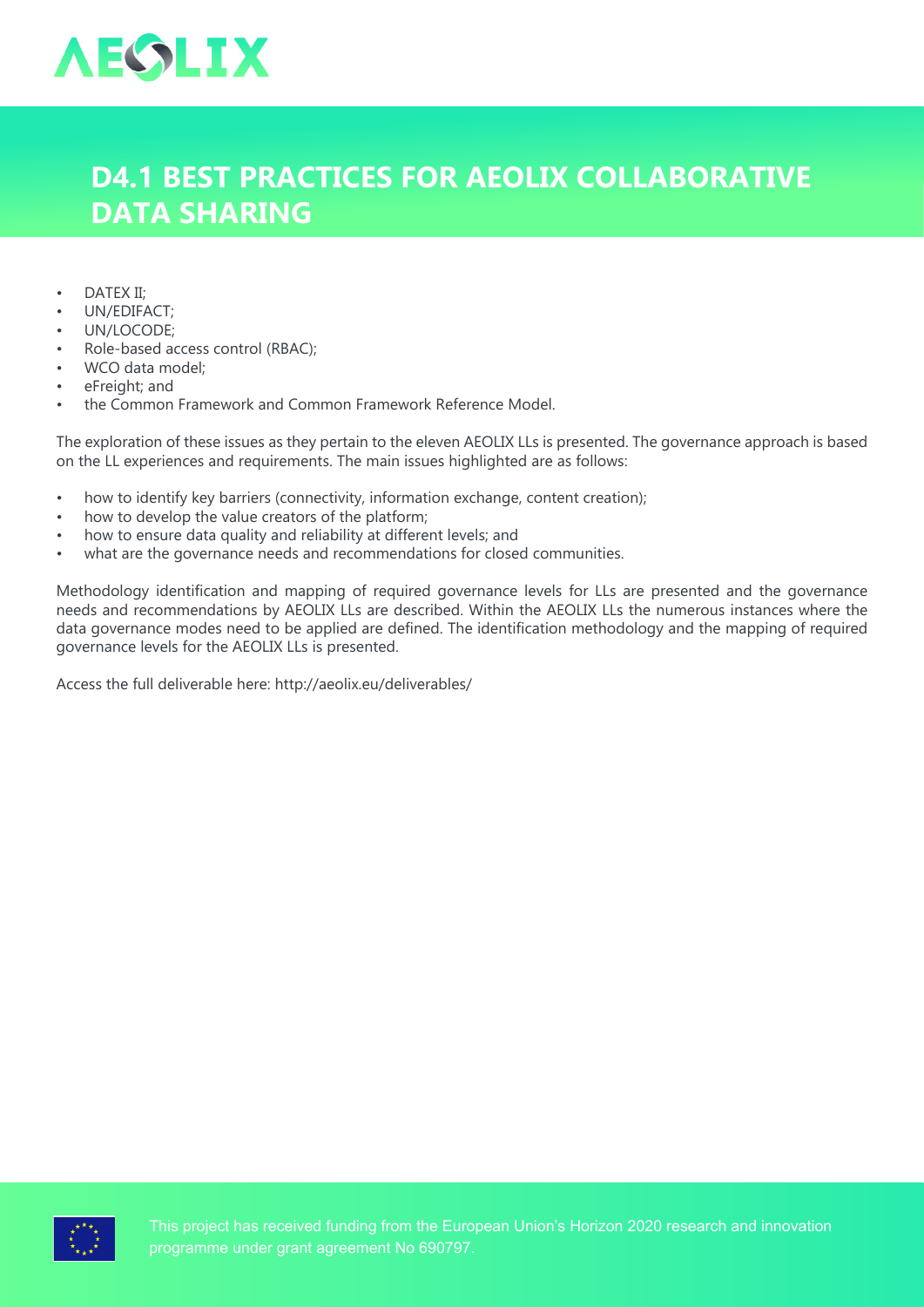# D4.1 BEST PRACTICES FOR AEOLIX COLLABORATIVE DATA SHARING

- DATEX II;
- UN/EDIFACT;
- UN/LOCODE;
- Role-based access control (RBAC);
- WCO data model;
- eFreight; and
- the Common Framework and Common Framework Reference Model.

The exploration of these issues as they pertain to the eleven AEOLIX LLs is presented. The governance approach is based on the LL experiences and requirements. The main issues highlighted are as follows:

- how to identify key barriers (connectivity, information exchange, content creation);
- how to develop the value creators of the platform;
- how to ensure data quality and reliability at different levels; and
- what are the governance needs and recommendations for closed communities.

Methodology identification and mapping of required governance levels for LLs are presented and the governance needs and recommendations by AEOLIX LLs are described. Within the AEOLIX LLs the numerous instances where the data governance modes need to be applied are defined. The identification methodology and the mapping of required governance levels for the AEOLIX LLs is presented.

Access the full deliverable here: http://aeolix.eu/deliverables/

This project has received funding from the European Union's Horizon 2020 research and innovation programme under grant agreement No 690797.